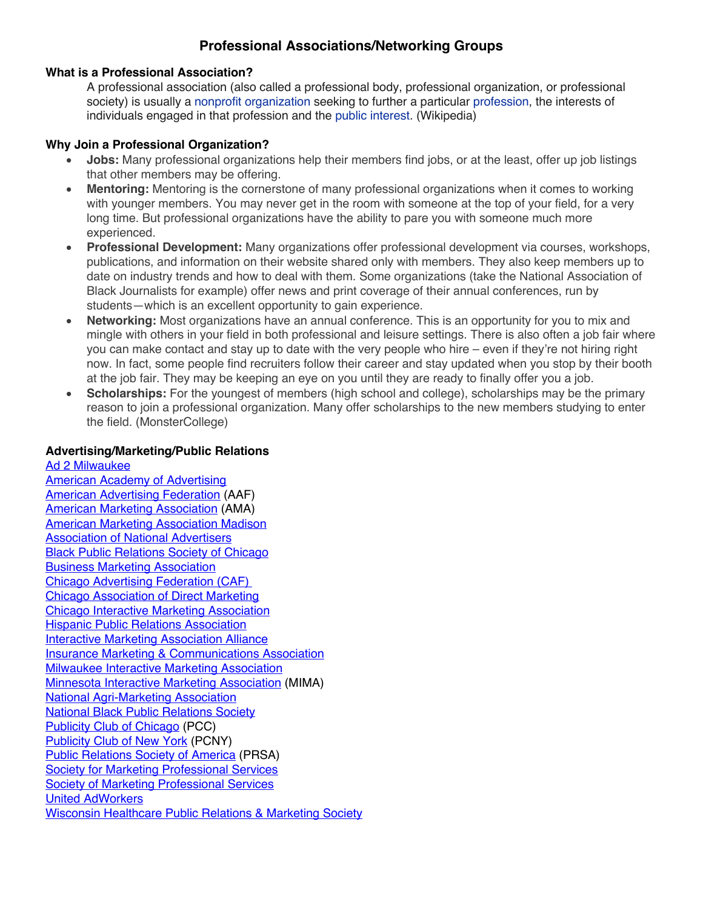# Professional Associations/Networking Groups

**What is a Professional Association?**

A professional association (also called a professional body, professional organization, or professional society) is usually a nonprofit organization seeking to further a particular profession, the interests of individuals engaged in that profession and the public interest. (Wikipedia)

**Why Join a Professional Organization?**

- **Jobs:** Many professional organizations help their members find jobs, or at the least, offer up job listings that other members may be offering.
- **Mentoring:** Mentoring is the cornerstone of many professional organizations when it comes to working with younger members. You may never get in the room with someone at the top of your field, for a very long time. But professional organizations have the ability to pare you with someone much more experienced.
- **Professional Development:** Many organizations offer professional development via courses, workshops, publications, and information on their website shared only with members. They also keep members up to date on industry trends and how to deal with them. Some organizations (take the National Association of Black Journalists for example) offer news and print coverage of their annual conferences, run by students—which is an excellent opportunity to gain experience.
- **Networking:** Most organizations have an annual conference. This is an opportunity for you to mix and mingle with others in your field in both professional and leisure settings. There is also often a job fair where you can make contact and stay up to date with the very people who hire – even if they're not hiring right now. In fact, some people find recruiters follow their career and stay updated when you stop by their booth at the job fair. They may be keeping an eye on you until they are ready to finally offer you a job.
- **Scholarships:** For the youngest of members (high school and college), scholarships may be the primary reason to join a professional organization. Many offer scholarships to the new members studying to enter the field. (MonsterCollege)

**Advertising/Marketing/Public Relations**

Ad 2 Milwaukee
American Academy of Advertising
American Advertising Federation (AAF)
American Marketing Association (AMA)
American Marketing Association Madison
Association of National Advertisers
Black Public Relations Society of Chicago
Business Marketing Association
Chicago Advertising Federation (CAF)
Chicago Association of Direct Marketing
Chicago Interactive Marketing Association
Hispanic Public Relations Association
Interactive Marketing Association Alliance
Insurance Marketing & Communications Association
Milwaukee Interactive Marketing Association
Minnesota Interactive Marketing Association (MIMA)
National Agri-Marketing Association
National Black Public Relations Society
Publicity Club of Chicago (PCC)
Publicity Club of New York (PCNY)
Public Relations Society of America (PRSA)
Society for Marketing Professional Services
Society of Marketing Professional Services
United AdWorkers
Wisconsin Healthcare Public Relations & Marketing Society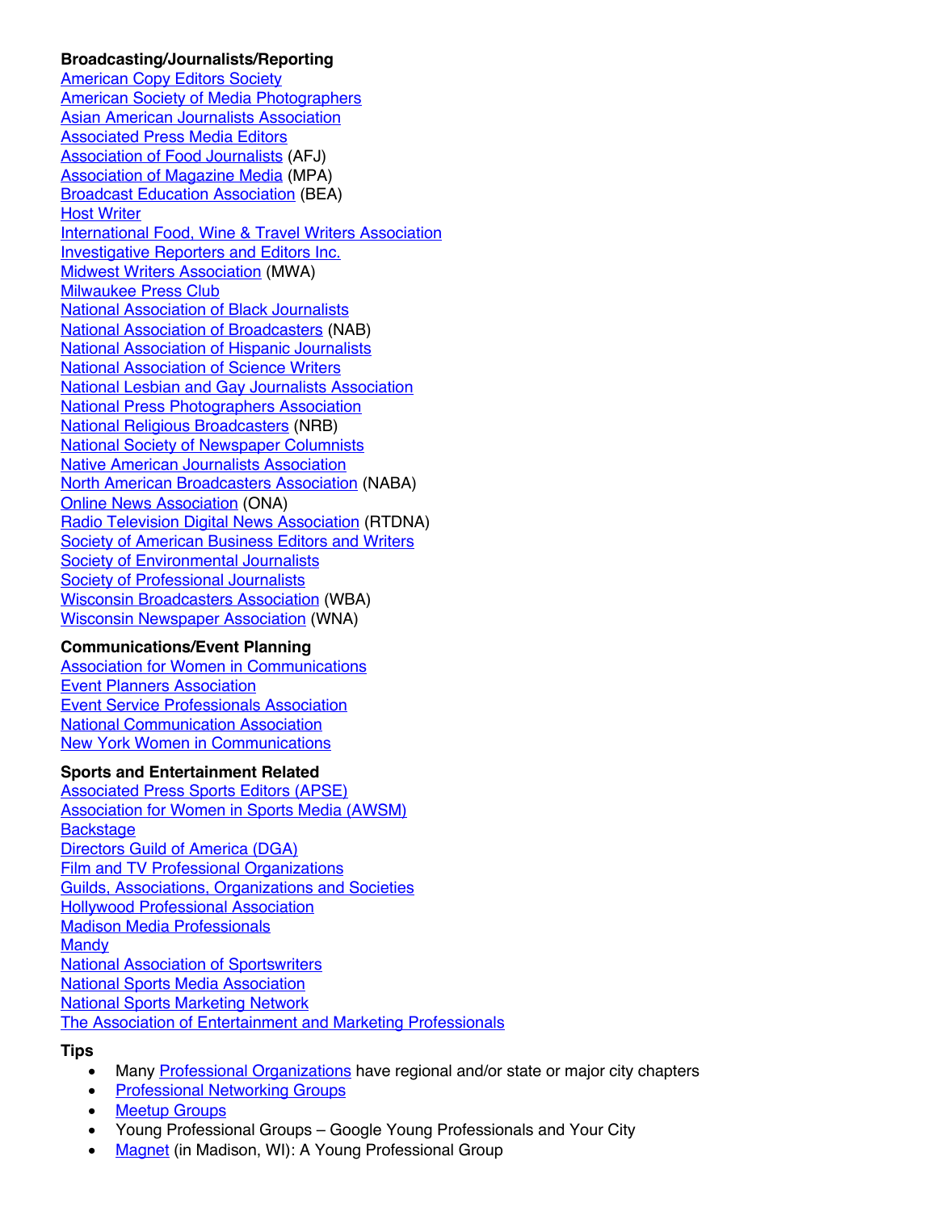**Broadcasting/Journalists/Reporting**

American Copy Editors Society
American Society of Media Photographers
Asian American Journalists Association
Associated Press Media Editors
Association of Food Journalists (AFJ)
Association of Magazine Media (MPA)
Broadcast Education Association (BEA)
Host Writer
International Food, Wine & Travel Writers Association
Investigative Reporters and Editors Inc.
Midwest Writers Association (MWA)
Milwaukee Press Club
National Association of Black Journalists
National Association of Broadcasters (NAB)
National Association of Hispanic Journalists
National Association of Science Writers
National Lesbian and Gay Journalists Association
National Press Photographers Association
National Religious Broadcasters (NRB)
National Society of Newspaper Columnists
Native American Journalists Association
North American Broadcasters Association (NABA)
Online News Association (ONA)
Radio Television Digital News Association (RTDNA)
Society of American Business Editors and Writers
Society of Environmental Journalists
Society of Professional Journalists
Wisconsin Broadcasters Association (WBA)
Wisconsin Newspaper Association (WNA)

**Communications/Event Planning**

Association for Women in Communications
Event Planners Association
Event Service Professionals Association
National Communication Association
New York Women in Communications

**Sports and Entertainment Related**

Associated Press Sports Editors (APSE)
Association for Women in Sports Media (AWSM)
Backstage
Directors Guild of America (DGA)
Film and TV Professional Organizations
Guilds, Associations, Organizations and Societies
Hollywood Professional Association
Madison Media Professionals
Mandy
National Association of Sportswriters
National Sports Media Association
National Sports Marketing Network
The Association of Entertainment and Marketing Professionals

**Tips**

- Many Professional Organizations have regional and/or state or major city chapters
- Professional Networking Groups
- Meetup Groups
- Young Professional Groups – Google Young Professionals and Your City
- Magnet (in Madison, WI): A Young Professional Group